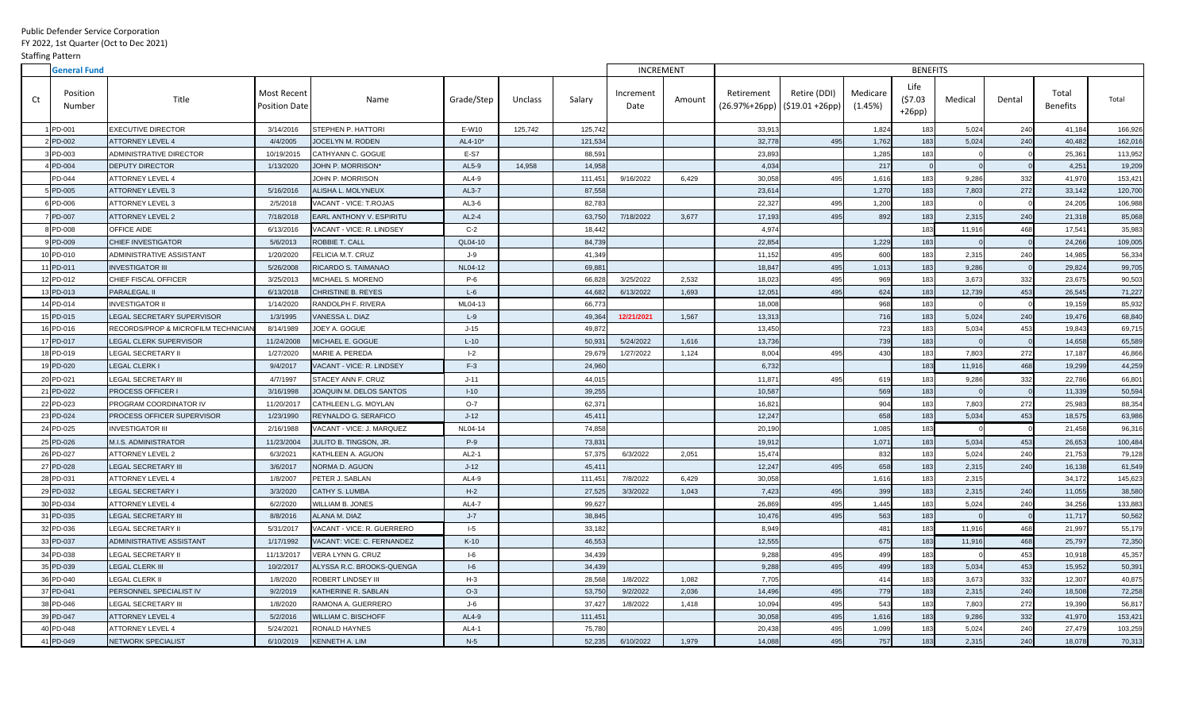Public Defender Service Corporation

FY 2022, 1st Quarter (Oct to Dec 2021)

Staffing Pattern

| | General Fund | | | | | | | INCREMENT | | BENEFITS | | | | | | | |
|---|---|---|---|---|---|---|---|---|---|---|---|---|---|---|---|---|---|
| Ct | Position Number | Title | Most Recent Position Date | Name | Grade/Step | Unclass | Salary | Increment Date | Amount | Retirement (26.97%+26pp) | Retire (DDI) ($19.01 +26pp) | Medicare (1.45%) | Life ($7.03 +26pp) | Medical | Dental | Total Benefits | Total |
| 1 | PD-001 | EXECUTIVE DIRECTOR | 3/14/2016 | STEPHEN P. HATTORI | E-W10 | 125,742 | 125,742 | | | 33,913 | | 1,824 | 183 | 5,024 | 240 | 41,184 | 166,926 |
| 2 | PD-002 | ATTORNEY LEVEL 4 | 4/4/2005 | JOCELYN M. RODEN | AL4-10* | | 121,534 | | | 32,778 | 495 | 1,762 | 183 | 5,024 | 240 | 40,482 | 162,016 |
| 3 | PD-003 | ADMINISTRATIVE DIRECTOR | 10/19/2015 | CATHYANN C. GOGUE | E-S7 | | 88,591 | | | 23,893 | | 1,285 | 183 | 0 | 0 | 25,361 | 113,952 |
| 4 | PD-004 | DEPUTY DIRECTOR | 1/13/2020 | JOHN P. MORRISON* | AL5-9 | 14,958 | 14,958 | | | 4,034 | | 217 | 0 | 0 | 0 | 4,251 | 19,209 |
| | PD-044 | ATTORNEY LEVEL 4 | | JOHN P. MORRISON | AL4-9 | | 111,451 | 9/16/2022 | 6,429 | 30,058 | 495 | 1,616 | 183 | 9,286 | 332 | 41,970 | 153,421 |
| 5 | PD-005 | ATTORNEY LEVEL 3 | 5/16/2016 | ALISHA L. MOLYNEUX | AL3-7 | | 87,558 | | | 23,614 | | 1,270 | 183 | 7,803 | 272 | 33,142 | 120,700 |
| 6 | PD-006 | ATTORNEY LEVEL 3 | 2/5/2018 | VACANT - VICE: T.ROJAS | AL3-6 | | 82,783 | | | 22,327 | 495 | 1,200 | 183 | 0 | 0 | 24,205 | 106,988 |
| 7 | PD-007 | ATTORNEY LEVEL 2 | 7/18/2018 | EARL ANTHONY V. ESPIRITU | AL2-4 | | 63,750 | 7/18/2022 | 3,677 | 17,193 | 495 | 892 | 183 | 2,315 | 240 | 21,318 | 85,068 |
| 8 | PD-008 | OFFICE AIDE | 6/13/2016 | VACANT - VICE: R. LINDSEY | C-2 | | 18,442 | | | 4,974 | | | 183 | 11,916 | 468 | 17,541 | 35,983 |
| 9 | PD-009 | CHIEF INVESTIGATOR | 5/6/2013 | ROBBIE T. CALL | QL04-10 | | 84,739 | | | 22,854 | | 1,229 | 183 | 0 | 0 | 24,266 | 109,005 |
| 10 | PD-010 | ADMINISTRATIVE ASSISTANT | 1/20/2020 | FELICIA M.T. CRUZ | J-9 | | 41,349 | | | 11,152 | 495 | 600 | 183 | 2,315 | 240 | 14,985 | 56,334 |
| 11 | PD-011 | INVESTIGATOR III | 5/26/2008 | RICARDO S. TAIMANAO | NL04-12 | | 69,881 | | | 18,847 | 495 | 1,013 | 183 | 9,286 | 0 | 29,824 | 99,705 |
| 12 | PD-012 | CHIEF FISCAL OFFICER | 3/25/2013 | MICHAEL S. MORENO | P-6 | | 66,828 | 3/25/2022 | 2,532 | 18,023 | 495 | 969 | 183 | 3,673 | 332 | 23,675 | 90,503 |
| 13 | PD-013 | PARALEGAL II | 6/13/2018 | CHRISTINE B. REYES | L-6 | | 44,682 | 6/13/2022 | 1,693 | 12,051 | 495 | 624 | 183 | 12,739 | 453 | 26,545 | 71,227 |
| 14 | PD-014 | INVESTIGATOR II | 1/14/2020 | RANDOLPH F. RIVERA | ML04-13 | | 66,773 | | | 18,008 | | 968 | 183 | 0 | 0 | 19,159 | 85,932 |
| 15 | PD-015 | LEGAL SECRETARY SUPERVISOR | 1/3/1995 | VANESSA L. DIAZ | L-9 | | 49,364 | 12/21/2021 | 1,567 | 13,313 | | 716 | 183 | 5,024 | 240 | 19,476 | 68,840 |
| 16 | PD-016 | RECORDS/PROP & MICROFILM TECHNICIAN | 8/14/1989 | JOEY A. GOGUE | J-15 | | 49,872 | | | 13,450 | | 723 | 183 | 5,034 | 453 | 19,843 | 69,715 |
| 17 | PD-017 | LEGAL CLERK SUPERVISOR | 11/24/2008 | MICHAEL E. GOGUE | L-10 | | 50,931 | 5/24/2022 | 1,616 | 13,736 | | 739 | 183 | 0 | 0 | 14,658 | 65,589 |
| 18 | PD-019 | LEGAL SECRETARY II | 1/27/2020 | MARIE A. PEREDA | I-2 | | 29,679 | 1/27/2022 | 1,124 | 8,004 | 495 | 430 | 183 | 7,803 | 272 | 17,187 | 46,866 |
| 19 | PD-020 | LEGAL CLERK I | 9/4/2017 | VACANT - VICE: R. LINDSEY | F-3 | | 24,960 | | | 6,732 | | | 183 | 11,916 | 468 | 19,299 | 44,259 |
| 20 | PD-021 | LEGAL SECRETARY III | 4/7/1997 | STACEY ANN F. CRUZ | J-11 | | 44,015 | | | 11,871 | 495 | 619 | 183 | 9,286 | 332 | 22,786 | 66,801 |
| 21 | PD-022 | PROCESS OFFICER I | 3/16/1998 | JOAQUIN M. DELOS SANTOS | I-10 | | 39,255 | | | 10,587 | | 569 | 183 | 0 | 0 | 11,339 | 50,594 |
| 22 | PD-023 | PROGRAM COORDINATOR IV | 11/20/2017 | CATHLEEN L.G. MOYLAN | O-7 | | 62,371 | | | 16,821 | | 904 | 183 | 7,803 | 272 | 25,983 | 88,354 |
| 23 | PD-024 | PROCESS OFFICER SUPERVISOR | 1/23/1990 | REYNALDO G. SERAFICO | J-12 | | 45,411 | | | 12,247 | | 658 | 183 | 5,034 | 453 | 18,575 | 63,986 |
| 24 | PD-025 | INVESTIGATOR III | 2/16/1988 | VACANT - VICE: J. MARQUEZ | NL04-14 | | 74,858 | | | 20,190 | | 1,085 | 183 | 0 | 0 | 21,458 | 96,316 |
| 25 | PD-026 | M.I.S. ADMINISTRATOR | 11/23/2004 | JULITO B. TINGSON, JR. | P-9 | | 73,831 | | | 19,912 | | 1,071 | 183 | 5,034 | 453 | 26,653 | 100,484 |
| 26 | PD-027 | ATTORNEY LEVEL 2 | 6/3/2021 | KATHLEEN A. AGUON | AL2-1 | | 57,375 | 6/3/2022 | 2,051 | 15,474 | | 832 | 183 | 5,024 | 240 | 21,753 | 79,128 |
| 27 | PD-028 | LEGAL SECRETARY III | 3/6/2017 | NORMA D. AGUON | J-12 | | 45,411 | | | 12,247 | 495 | 658 | 183 | 2,315 | 240 | 16,138 | 61,549 |
| 28 | PD-031 | ATTORNEY LEVEL 4 | 1/8/2007 | PETER J. SABLAN | AL4-9 | | 111,451 | 7/8/2022 | 6,429 | 30,058 | | 1,616 | 183 | 2,315 | | 34,172 | 145,623 |
| 29 | PD-032 | LEGAL SECRETARY I | 3/3/2020 | CATHY S. LUMBA | H-2 | | 27,525 | 3/3/2022 | 1,043 | 7,423 | 495 | 399 | 183 | 2,315 | 240 | 11,055 | 38,580 |
| 30 | PD-034 | ATTORNEY LEVEL 4 | 6/2/2020 | WILLIAM B. JONES | AL4-7 | | 99,627 | | | 26,869 | 495 | 1,445 | 183 | 5,024 | 240 | 34,256 | 133,883 |
| 31 | PD-035 | LEGAL SECRETARY III | 8/8/2016 | ALANA M. DIAZ | J-7 | | 38,845 | | | 10,476 | 495 | 563 | 183 | 0 | 0 | 11,717 | 50,562 |
| 32 | PD-036 | LEGAL SECRETARY II | 5/31/2017 | VACANT - VICE: R. GUERRERO | I-5 | | 33,182 | | | 8,949 | | 481 | 183 | 11,916 | 468 | 21,997 | 55,179 |
| 33 | PD-037 | ADMINISTRATIVE ASSISTANT | 1/17/1992 | VACANT: VICE: C. FERNANDEZ | K-10 | | 46,553 | | | 12,555 | | 675 | 183 | 11,916 | 468 | 25,797 | 72,350 |
| 34 | PD-038 | LEGAL SECRETARY II | 11/13/2017 | VERA LYNN G. CRUZ | I-6 | | 34,439 | | | 9,288 | 495 | 499 | 183 | 0 | 453 | 10,918 | 45,357 |
| 35 | PD-039 | LEGAL CLERK III | 10/2/2017 | ALYSSA R.C. BROOKS-QUENGA | I-6 | | 34,439 | | | 9,288 | 495 | 499 | 183 | 5,034 | 453 | 15,952 | 50,391 |
| 36 | PD-040 | LEGAL CLERK II | 1/8/2020 | ROBERT LINDSEY III | H-3 | | 28,568 | 1/8/2022 | 1,082 | 7,705 | | 414 | 183 | 3,673 | 332 | 12,307 | 40,875 |
| 37 | PD-041 | PERSONNEL SPECIALIST IV | 9/2/2019 | KATHERINE R. SABLAN | O-3 | | 53,750 | 9/2/2022 | 2,036 | 14,496 | 495 | 779 | 183 | 2,315 | 240 | 18,508 | 72,258 |
| 38 | PD-046 | LEGAL SECRETARY III | 1/8/2020 | RAMONA A. GUERRERO | J-6 | | 37,427 | 1/8/2022 | 1,418 | 10,094 | 495 | 543 | 183 | 7,803 | 272 | 19,390 | 56,817 |
| 39 | PD-047 | ATTORNEY LEVEL 4 | 5/2/2016 | WILLIAM C. BISCHOFF | AL4-9 | | 111,451 | | | 30,058 | 495 | 1,616 | 183 | 9,286 | 332 | 41,970 | 153,421 |
| 40 | PD-048 | ATTORNEY LEVEL 4 | 5/24/2021 | RONALD HAYNES | AL4-1 | | 75,780 | | | 20,438 | 495 | 1,099 | 183 | 5,024 | 240 | 27,479 | 103,259 |
| 41 | PD-049 | NETWORK SPECIALIST | 6/10/2019 | KENNETH A. LIM | N-5 | | 52,235 | 6/10/2022 | 1,979 | 14,088 | 495 | 757 | 183 | 2,315 | 240 | 18,078 | 70,313 |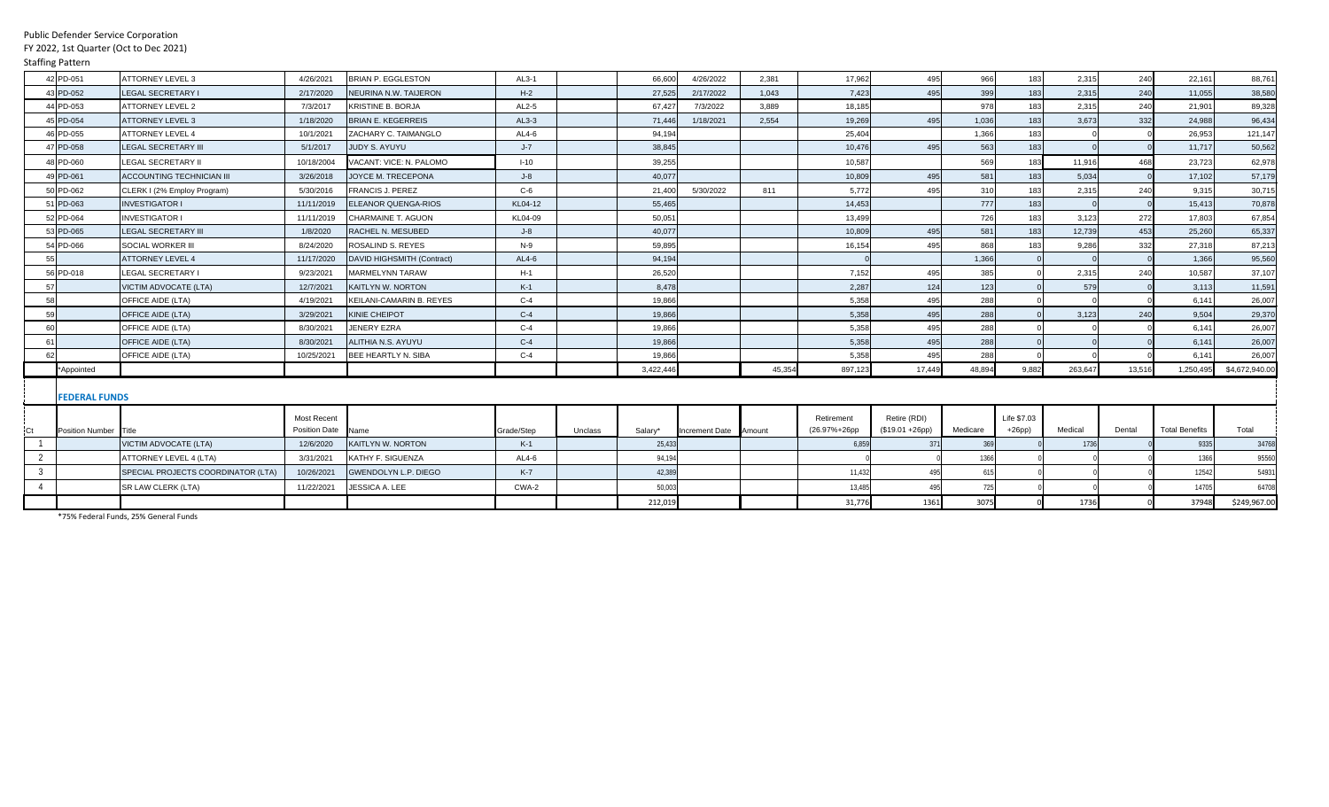Public Defender Service Corporation
FY 2022, 1st Quarter (Oct to Dec 2021)
Staffing Pattern

| | | | | | | | | | | | | | | | | | | |
|---|---|---|---|---|---|---|---|---|---|---|---|---|---|---|---|---|---|---|
| 42 | PD-051 | ATTORNEY LEVEL 3 | 4/26/2021 | BRIAN P. EGGLESTON | AL3-1 | | 66,600 | 4/26/2022 | 2,381 | 17,962 | 495 | 966 | 183 | 2,315 | 240 | 22,161 | 88,761 |
| 43 | PD-052 | LEGAL SECRETARY I | 2/17/2020 | NEURINA N.W. TAIJERON | H-2 | | 27,525 | 2/17/2022 | 1,043 | 7,423 | 495 | 399 | 183 | 2,315 | 240 | 11,055 | 38,580 |
| 44 | PD-053 | ATTORNEY LEVEL 2 | 7/3/2017 | KRISTINE B. BORJA | AL2-5 | | 67,427 | 7/3/2022 | 3,889 | 18,185 | | 978 | 183 | 2,315 | 240 | 21,901 | 89,328 |
| 45 | PD-054 | ATTORNEY LEVEL 3 | 1/18/2020 | BRIAN E. KEGERREIS | AL3-3 | | 71,446 | 1/18/2021 | 2,554 | 19,269 | 495 | 1,036 | 183 | 3,673 | 332 | 24,988 | 96,434 |
| 46 | PD-055 | ATTORNEY LEVEL 4 | 10/1/2021 | ZACHARY C. TAIMANGLO | AL4-6 | | 94,194 | | | 25,404 | | 1,366 | 183 | 0 | 0 | 26,953 | 121,147 |
| 47 | PD-058 | LEGAL SECRETARY III | 5/1/2017 | JUDY S. AYUYU | J-7 | | 38,845 | | | 10,476 | 495 | 563 | 183 | 0 | 0 | 11,717 | 50,562 |
| 48 | PD-060 | LEGAL SECRETARY II | 10/18/2004 | VACANT: VICE: N. PALOMO | I-10 | | 39,255 | | | 10,587 | | 569 | 183 | 11,916 | 468 | 23,723 | 62,978 |
| 49 | PD-061 | ACCOUNTING TECHNICIAN III | 3/26/2018 | JOYCE M. TRECEPONA | J-8 | | 40,077 | | | 10,809 | 495 | 581 | 183 | 5,034 | 0 | 17,102 | 57,179 |
| 50 | PD-062 | CLERK I (2% Employ Program) | 5/30/2016 | FRANCIS J. PEREZ | C-6 | | 21,400 | 5/30/2022 | 811 | 5,772 | 495 | 310 | 183 | 2,315 | 240 | 9,315 | 30,715 |
| 51 | PD-063 | INVESTIGATOR I | 11/11/2019 | ELEANOR QUENGA-RIOS | KL04-12 | | 55,465 | | | 14,453 | | 777 | 183 | 0 | 0 | 15,413 | 70,878 |
| 52 | PD-064 | INVESTIGATOR I | 11/11/2019 | CHARMAINE T. AGUON | KL04-09 | | 50,051 | | | 13,499 | | 726 | 183 | 3,123 | 272 | 17,803 | 67,854 |
| 53 | PD-065 | LEGAL SECRETARY III | 1/8/2020 | RACHEL N. MESUBED | J-8 | | 40,077 | | | 10,809 | 495 | 581 | 183 | 12,739 | 453 | 25,260 | 65,337 |
| 54 | PD-066 | SOCIAL WORKER III | 8/24/2020 | ROSALIND S. REYES | N-9 | | 59,895 | | | 16,154 | 495 | 868 | 183 | 9,286 | 332 | 27,318 | 87,213 |
| 55 | | ATTORNEY LEVEL 4 | 11/17/2020 | DAVID HIGHSMITH (Contract) | AL4-6 | | 94,194 | | | 0 | | 1,366 | 0 | 0 | 0 | 1,366 | 95,560 |
| 56 | PD-018 | LEGAL SECRETARY I | 9/23/2021 | MARMELYNN TARAW | H-1 | | 26,520 | | | 7,152 | 495 | 385 | 0 | 2,315 | 240 | 10,587 | 37,107 |
| 57 | | VICTIM ADVOCATE (LTA) | 12/7/2021 | KAITLYN W. NORTON | K-1 | | 8,478 | | | 2,287 | 124 | 123 | 0 | 579 | 0 | 3,113 | 11,591 |
| 58 | | OFFICE AIDE (LTA) | 4/19/2021 | KEILANI-CAMARIN B. REYES | C-4 | | 19,866 | | | 5,358 | 495 | 288 | 0 | 0 | 0 | 6,141 | 26,007 |
| 59 | | OFFICE AIDE (LTA) | 3/29/2021 | KINIE CHEIPOT | C-4 | | 19,866 | | | 5,358 | 495 | 288 | 0 | 3,123 | 240 | 9,504 | 29,370 |
| 60 | | OFFICE AIDE (LTA) | 8/30/2021 | JENERY EZRA | C-4 | | 19,866 | | | 5,358 | 495 | 288 | 0 | 0 | 0 | 6,141 | 26,007 |
| 61 | | OFFICE AIDE (LTA) | 8/30/2021 | ALITHIA N.S. AYUYU | C-4 | | 19,866 | | | 5,358 | 495 | 288 | 0 | 0 | 0 | 6,141 | 26,007 |
| 62 | | OFFICE AIDE (LTA) | 10/25/2021 | BEE HEARTLY N. SIBA | C-4 | | 19,866 | | | 5,358 | 495 | 288 | 0 | 0 | 0 | 6,141 | 26,007 |
| | *Appointed | | | | | | 3,422,446 | | 45,354 | 897,123 | 17,449 | 48,894 | 9,882 | 263,647 | 13,516 | 1,250,495 | $4,672,940.00 |

**FEDERAL FUNDS**

| Ct | Position Number | Title | Most Recent Position Date | Name | Grade/Step | Unclass | Salary* | Increment Date | Amount | Retirement (26.97%+26pp | Retire (RDI) ($19.01 +26pp) | Medicare | Life $7.03 +26pp) | Medical | Dental | Total Benefits | Total |
|---|---|---|---|---|---|---|---|---|---|---|---|---|---|---|---|---|---|
| 1 | | VICTIM ADVOCATE (LTA) | 12/6/2020 | KAITLYN W. NORTON | K-1 | | 25,433 | | | 6,859 | 371 | 369 | 0 | 1736 | 0 | 9335 | 34768 |
| 2 | | ATTORNEY LEVEL 4 (LTA) | 3/31/2021 | KATHY F. SIGUENZA | AL4-6 | | 94,194 | | | 0 | 0 | 1366 | 0 | 0 | 0 | 1366 | 95560 |
| 3 | | SPECIAL PROJECTS COORDINATOR (LTA) | 10/26/2021 | GWENDOLYN L.P. DIEGO | K-7 | | 42,389 | | | 11,432 | 495 | 615 | 0 | 0 | 0 | 12542 | 54931 |
| 4 | | SR LAW CLERK (LTA) | 11/22/2021 | JESSICA A. LEE | CWA-2 | | 50,003 | | | 13,485 | 495 | 725 | 0 | 0 | 0 | 14705 | 64708 |
| | | | | | | | 212,019 | | | 31,776 | 1361 | 3075 | 0 | 1736 | 0 | 37948 | $249,967.00 |

*75% Federal Funds, 25% General Funds